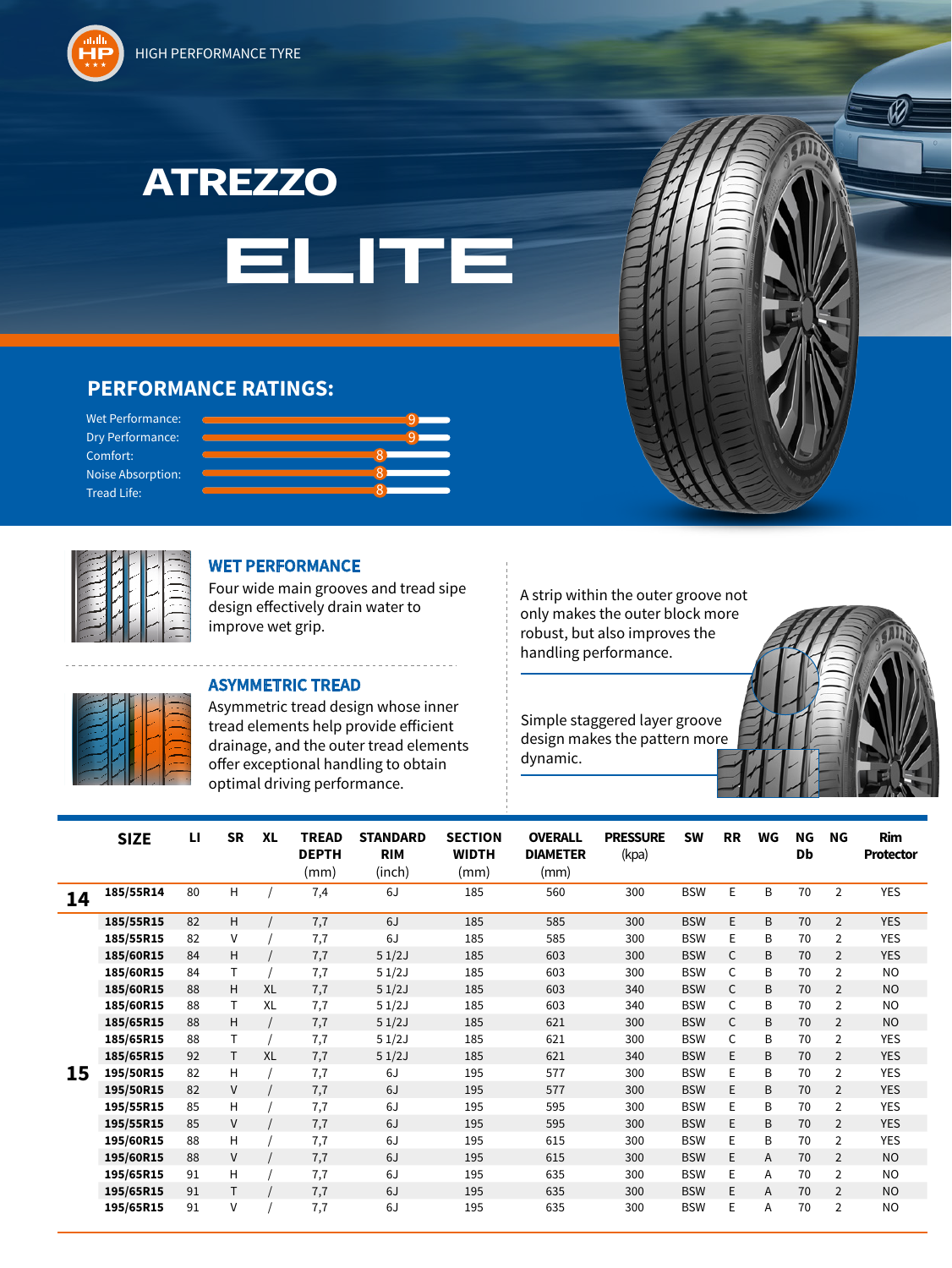HIGH PERFORMANCE TYRE

# ATREZZO ELITE

## PERFORMANCE RATINGS:

| Rating | Score |
|---|---|
| Wet Performance: | 9 |
| Dry Performance: | 9 |
| Comfort: | 8 |
| Noise Absorption: | 8 |
| Tread Life: | 8 |

### WET PERFORMANCE

Four wide main grooves and tread sipe design effectively drain water to improve wet grip.

### ASYMMETRIC TREAD

Asymmetric tread design whose inner tread elements help provide efficient drainage, and the outer tread elements offer exceptional handling to obtain optimal driving performance.

A strip within the outer groove not only makes the outer block more robust, but also improves the handling performance.

Simple staggered layer groove design makes the pattern more dynamic.

| | SIZE | LI | SR | XL | TREAD DEPTH (mm) | STANDARD RIM (inch) | SECTION WIDTH (mm) | OVERALL DIAMETER (mm) | PRESSURE (kpa) | SW | RR | WG | NG Db | NG | Rim Protector |
|---|---|---|---|---|---|---|---|---|---|---|---|---|---|---|---|
| 14 | 185/55R14 | 80 | H | / | 7,4 | 6J | 185 | 560 | 300 | BSW | E | B | 70 | 2 | YES |
| 15 | 185/55R15 | 82 | H | / | 7,7 | 6J | 185 | 585 | 300 | BSW | E | B | 70 | 2 | YES |
| | 185/55R15 | 82 | V | / | 7,7 | 6J | 185 | 585 | 300 | BSW | E | B | 70 | 2 | YES |
| | 185/60R15 | 84 | H | / | 7,7 | 5 1/2J | 185 | 603 | 300 | BSW | C | B | 70 | 2 | YES |
| | 185/60R15 | 84 | T | / | 7,7 | 5 1/2J | 185 | 603 | 300 | BSW | C | B | 70 | 2 | NO |
| | 185/60R15 | 88 | H | XL | 7,7 | 5 1/2J | 185 | 603 | 340 | BSW | C | B | 70 | 2 | NO |
| | 185/60R15 | 88 | T | XL | 7,7 | 5 1/2J | 185 | 603 | 340 | BSW | C | B | 70 | 2 | NO |
| | 185/65R15 | 88 | H | / | 7,7 | 5 1/2J | 185 | 621 | 300 | BSW | C | B | 70 | 2 | NO |
| | 185/65R15 | 88 | T | / | 7,7 | 5 1/2J | 185 | 621 | 300 | BSW | C | B | 70 | 2 | YES |
| | 185/65R15 | 92 | T | XL | 7,7 | 5 1/2J | 185 | 621 | 340 | BSW | E | B | 70 | 2 | YES |
| | 195/50R15 | 82 | H | / | 7,7 | 6J | 195 | 577 | 300 | BSW | E | B | 70 | 2 | YES |
| | 195/50R15 | 82 | V | / | 7,7 | 6J | 195 | 577 | 300 | BSW | E | B | 70 | 2 | YES |
| | 195/55R15 | 85 | H | / | 7,7 | 6J | 195 | 595 | 300 | BSW | E | B | 70 | 2 | YES |
| | 195/55R15 | 85 | V | / | 7,7 | 6J | 195 | 595 | 300 | BSW | E | B | 70 | 2 | YES |
| | 195/60R15 | 88 | H | / | 7,7 | 6J | 195 | 615 | 300 | BSW | E | B | 70 | 2 | YES |
| | 195/60R15 | 88 | V | / | 7,7 | 6J | 195 | 615 | 300 | BSW | E | A | 70 | 2 | NO |
| | 195/65R15 | 91 | H | / | 7,7 | 6J | 195 | 635 | 300 | BSW | E | A | 70 | 2 | NO |
| | 195/65R15 | 91 | T | / | 7,7 | 6J | 195 | 635 | 300 | BSW | E | A | 70 | 2 | NO |
| | 195/65R15 | 91 | V | / | 7,7 | 6J | 195 | 635 | 300 | BSW | E | A | 70 | 2 | NO |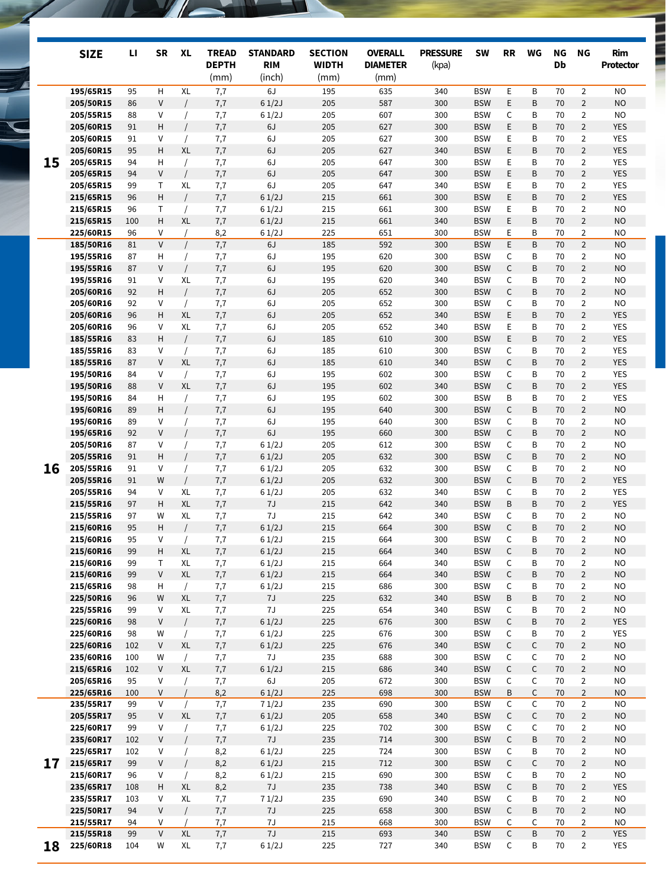| | SIZE | LI | SR | XL | TREAD DEPTH (mm) | STANDARD RIM (inch) | SECTION WIDTH (mm) | OVERALL DIAMETER (mm) | PRESSURE (kpa) | SW | RR | WG | NG Db | NG | Rim Protector |
|---|---|---|---|---|---|---|---|---|---|---|---|---|---|---|---|
| 15 | 195/65R15 | 95 | H | XL | 7,7 | 6J | 195 | 635 | 340 | BSW | E | B | 70 | 2 | NO |
| | 205/50R15 | 86 | V | / | 7,7 | 6 1/2J | 205 | 587 | 300 | BSW | E | B | 70 | 2 | NO |
| | 205/55R15 | 88 | V | / | 7,7 | 6 1/2J | 205 | 607 | 300 | BSW | C | B | 70 | 2 | NO |
| | 205/60R15 | 91 | H | / | 7,7 | 6J | 205 | 627 | 300 | BSW | E | B | 70 | 2 | YES |
| | 205/60R15 | 91 | V | / | 7,7 | 6J | 205 | 627 | 300 | BSW | E | B | 70 | 2 | YES |
| | 205/60R15 | 95 | H | XL | 7,7 | 6J | 205 | 627 | 340 | BSW | E | B | 70 | 2 | YES |
| | 205/65R15 | 94 | H | / | 7,7 | 6J | 205 | 647 | 300 | BSW | E | B | 70 | 2 | YES |
| | 205/65R15 | 94 | V | / | 7,7 | 6J | 205 | 647 | 300 | BSW | E | B | 70 | 2 | YES |
| | 205/65R15 | 99 | T | XL | 7,7 | 6J | 205 | 647 | 340 | BSW | E | B | 70 | 2 | YES |
| | 215/65R15 | 96 | H | / | 7,7 | 6 1/2J | 215 | 661 | 300 | BSW | E | B | 70 | 2 | YES |
| | 215/65R15 | 96 | T | / | 7,7 | 6 1/2J | 215 | 661 | 300 | BSW | E | B | 70 | 2 | NO |
| | 215/65R15 | 100 | H | XL | 7,7 | 6 1/2J | 215 | 661 | 340 | BSW | E | B | 70 | 2 | NO |
| | 225/60R15 | 96 | V | / | 8,2 | 6 1/2J | 225 | 651 | 300 | BSW | E | B | 70 | 2 | NO |
| 16 | 185/50R16 | 81 | V | / | 7,7 | 6J | 185 | 592 | 300 | BSW | E | B | 70 | 2 | NO |
| | 195/55R16 | 87 | H | / | 7,7 | 6J | 195 | 620 | 300 | BSW | C | B | 70 | 2 | NO |
| | 195/55R16 | 87 | V | / | 7,7 | 6J | 195 | 620 | 300 | BSW | C | B | 70 | 2 | NO |
| | 195/55R16 | 91 | V | XL | 7,7 | 6J | 195 | 620 | 340 | BSW | C | B | 70 | 2 | NO |
| | 205/60R16 | 92 | H | / | 7,7 | 6J | 205 | 652 | 300 | BSW | C | B | 70 | 2 | NO |
| | 205/60R16 | 92 | V | / | 7,7 | 6J | 205 | 652 | 300 | BSW | C | B | 70 | 2 | NO |
| | 205/60R16 | 96 | H | XL | 7,7 | 6J | 205 | 652 | 340 | BSW | E | B | 70 | 2 | YES |
| | 205/60R16 | 96 | V | XL | 7,7 | 6J | 205 | 652 | 340 | BSW | E | B | 70 | 2 | YES |
| | 185/55R16 | 83 | H | / | 7,7 | 6J | 185 | 610 | 300 | BSW | E | B | 70 | 2 | YES |
| | 185/55R16 | 83 | V | / | 7,7 | 6J | 185 | 610 | 300 | BSW | C | B | 70 | 2 | YES |
| | 185/55R16 | 87 | V | XL | 7,7 | 6J | 185 | 610 | 340 | BSW | C | B | 70 | 2 | YES |
| | 195/50R16 | 84 | V | / | 7,7 | 6J | 195 | 602 | 300 | BSW | C | B | 70 | 2 | YES |
| | 195/50R16 | 88 | V | XL | 7,7 | 6J | 195 | 602 | 340 | BSW | C | B | 70 | 2 | YES |
| | 195/50R16 | 84 | H | / | 7,7 | 6J | 195 | 602 | 300 | BSW | B | B | 70 | 2 | YES |
| | 195/60R16 | 89 | H | / | 7,7 | 6J | 195 | 640 | 300 | BSW | C | B | 70 | 2 | NO |
| | 195/60R16 | 89 | V | / | 7,7 | 6J | 195 | 640 | 300 | BSW | C | B | 70 | 2 | NO |
| | 195/65R16 | 92 | V | / | 7,7 | 6J | 195 | 660 | 300 | BSW | C | B | 70 | 2 | NO |
| | 205/50R16 | 87 | V | / | 7,7 | 6 1/2J | 205 | 612 | 300 | BSW | C | B | 70 | 2 | NO |
| | 205/55R16 | 91 | H | / | 7,7 | 6 1/2J | 205 | 632 | 300 | BSW | C | B | 70 | 2 | NO |
| | 205/55R16 | 91 | V | / | 7,7 | 6 1/2J | 205 | 632 | 300 | BSW | C | B | 70 | 2 | NO |
| | 205/55R16 | 91 | W | / | 7,7 | 6 1/2J | 205 | 632 | 300 | BSW | C | B | 70 | 2 | YES |
| | 205/55R16 | 94 | V | XL | 7,7 | 6 1/2J | 205 | 632 | 340 | BSW | C | B | 70 | 2 | YES |
| | 215/55R16 | 97 | H | XL | 7,7 | 7J | 215 | 642 | 340 | BSW | B | B | 70 | 2 | YES |
| | 215/55R16 | 97 | W | XL | 7,7 | 7J | 215 | 642 | 340 | BSW | C | B | 70 | 2 | NO |
| | 215/60R16 | 95 | H | / | 7,7 | 6 1/2J | 215 | 664 | 300 | BSW | C | B | 70 | 2 | NO |
| | 215/60R16 | 95 | V | / | 7,7 | 6 1/2J | 215 | 664 | 300 | BSW | C | B | 70 | 2 | NO |
| | 215/60R16 | 99 | H | XL | 7,7 | 6 1/2J | 215 | 664 | 340 | BSW | C | B | 70 | 2 | NO |
| | 215/60R16 | 99 | T | XL | 7,7 | 6 1/2J | 215 | 664 | 340 | BSW | C | B | 70 | 2 | NO |
| | 215/60R16 | 99 | V | XL | 7,7 | 6 1/2J | 215 | 664 | 340 | BSW | C | B | 70 | 2 | NO |
| | 215/65R16 | 98 | H | / | 7,7 | 6 1/2J | 215 | 686 | 300 | BSW | C | B | 70 | 2 | NO |
| | 225/50R16 | 96 | W | XL | 7,7 | 7J | 225 | 632 | 340 | BSW | B | B | 70 | 2 | NO |
| | 225/55R16 | 99 | V | XL | 7,7 | 7J | 225 | 654 | 340 | BSW | C | B | 70 | 2 | NO |
| | 225/60R16 | 98 | V | / | 7,7 | 6 1/2J | 225 | 676 | 300 | BSW | C | B | 70 | 2 | YES |
| | 225/60R16 | 98 | W | / | 7,7 | 6 1/2J | 225 | 676 | 300 | BSW | C | B | 70 | 2 | YES |
| | 225/60R16 | 102 | V | XL | 7,7 | 6 1/2J | 225 | 676 | 340 | BSW | C | C | 70 | 2 | NO |
| | 235/60R16 | 100 | W | / | 7,7 | 7J | 235 | 688 | 300 | BSW | C | C | 70 | 2 | NO |
| | 215/65R16 | 102 | V | XL | 7,7 | 6 1/2J | 215 | 686 | 340 | BSW | C | C | 70 | 2 | NO |
| | 205/65R16 | 95 | V | / | 7,7 | 6J | 205 | 672 | 300 | BSW | C | C | 70 | 2 | NO |
| | 225/65R16 | 100 | V | / | 8,2 | 6 1/2J | 225 | 698 | 300 | BSW | B | C | 70 | 2 | NO |
| 17 | 235/55R17 | 99 | V | / | 7,7 | 7 1/2J | 235 | 690 | 300 | BSW | C | C | 70 | 2 | NO |
| | 205/55R17 | 95 | V | XL | 7,7 | 6 1/2J | 205 | 658 | 340 | BSW | C | C | 70 | 2 | NO |
| | 225/60R17 | 99 | V | / | 7,7 | 6 1/2J | 225 | 702 | 300 | BSW | C | C | 70 | 2 | NO |
| | 235/60R17 | 102 | V | / | 7,7 | 7J | 235 | 714 | 300 | BSW | C | B | 70 | 2 | NO |
| | 225/65R17 | 102 | V | / | 8,2 | 6 1/2J | 225 | 724 | 300 | BSW | C | B | 70 | 2 | NO |
| | 215/65R17 | 99 | V | / | 8,2 | 6 1/2J | 215 | 712 | 300 | BSW | C | C | 70 | 2 | NO |
| | 215/60R17 | 96 | V | / | 8,2 | 6 1/2J | 215 | 690 | 300 | BSW | C | B | 70 | 2 | NO |
| | 235/65R17 | 108 | H | XL | 8,2 | 7J | 235 | 738 | 340 | BSW | C | B | 70 | 2 | YES |
| | 235/55R17 | 103 | V | XL | 7,7 | 7 1/2J | 235 | 690 | 340 | BSW | C | B | 70 | 2 | NO |
| | 225/50R17 | 94 | V | / | 7,7 | 7J | 225 | 658 | 300 | BSW | C | B | 70 | 2 | NO |
| | 215/55R17 | 94 | V | / | 7,7 | 7J | 215 | 668 | 300 | BSW | C | C | 70 | 2 | NO |
| 18 | 215/55R18 | 99 | V | XL | 7,7 | 7J | 215 | 693 | 340 | BSW | C | B | 70 | 2 | YES |
| | 225/60R18 | 104 | W | XL | 7,7 | 6 1/2J | 225 | 727 | 340 | BSW | C | B | 70 | 2 | YES |